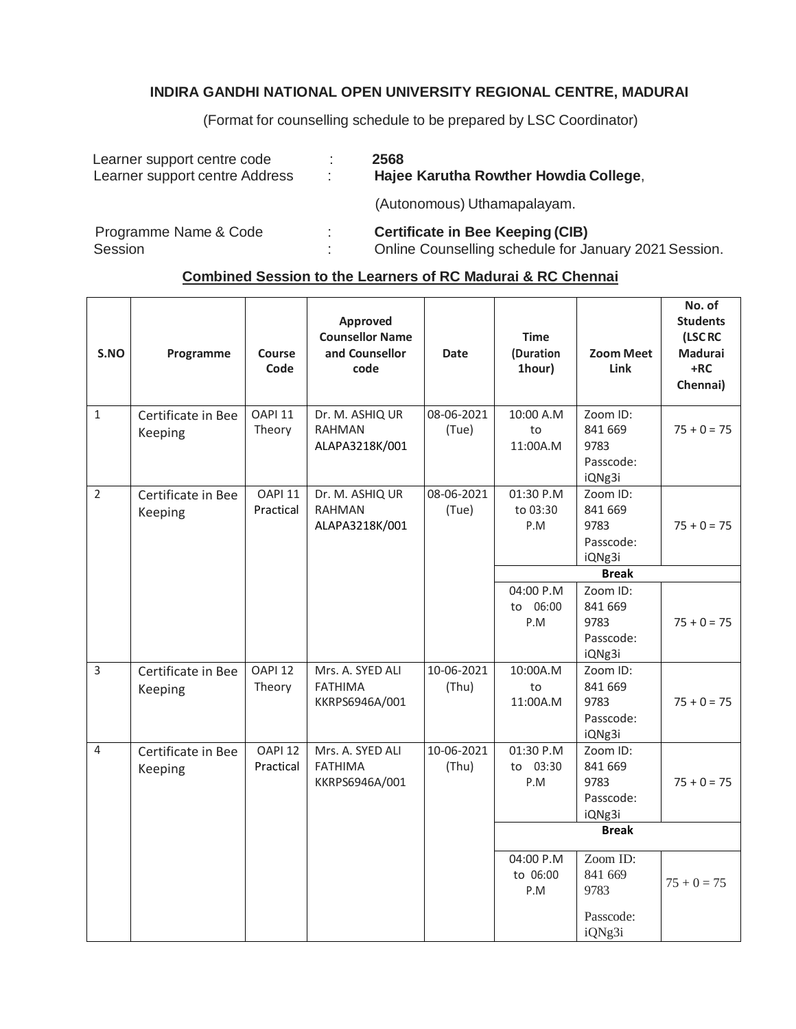# INDIRA GANDHI NATIONAL OPEN UNIVERSITY REGIONAL CENTRE, MADURAI

(Format for counselling schedule to be prepared by LSC Coordinator)

| | | |
|---|---|---|
| Learner support centre code | : | **2568** |
| Learner support centre Address | : | **Hajee Karutha Rowther Howdia College**, (Autonomous) Uthamapalayam. |
| Programme Name & Code | : | **Certificate in Bee Keeping (CIB)** |
| Session | : | Online Counselling schedule for January 2021 Session. |

**Combined Session to the Learners of RC Madurai & RC Chennai**

| S.NO | Programme | Course Code | Approved Counsellor Name and Counsellor code | Date | Time (Duration 1hour) | Zoom Meet Link | No. of Students (LSC RC Madurai +RC Chennai) |
|---|---|---|---|---|---|---|---|
| 1 | Certificate in Bee Keeping | OAPI 11 Theory | Dr. M. ASHIQ UR RAHMAN ALAPA3218K/001 | 08-06-2021 (Tue) | 10:00 A.M to 11:00A.M | Zoom ID: 841 669 9783 Passcode: iQNg3i | 75 + 0 = 75 |
| 2 | Certificate in Bee Keeping | OAPI 11 Practical | Dr. M. ASHIQ UR RAHMAN ALAPA3218K/001 | 08-06-2021 (Tue) | 01:30 P.M to 03:30 P.M | Zoom ID: 841 669 9783 Passcode: iQNg3i | 75 + 0 = 75 |
| | | | | | **Break** | | |
| | | | | | 04:00 P.M to 06:00 P.M | Zoom ID: 841 669 9783 Passcode: iQNg3i | 75 + 0 = 75 |
| 3 | Certificate in Bee Keeping | OAPI 12 Theory | Mrs. A. SYED ALI FATHIMA KKRPS6946A/001 | 10-06-2021 (Thu) | 10:00A.M to 11:00A.M | Zoom ID: 841 669 9783 Passcode: iQNg3i | 75 + 0 = 75 |
| 4 | Certificate in Bee Keeping | OAPI 12 Practical | Mrs. A. SYED ALI FATHIMA KKRPS6946A/001 | 10-06-2021 (Thu) | 01:30 P.M to 03:30 P.M | Zoom ID: 841 669 9783 Passcode: iQNg3i | 75 + 0 = 75 |
| | | | | | **Break** | | |
| | | | | | 04:00 P.M to 06:00 P.M | Zoom ID: 841 669 9783 Passcode: iQNg3i | 75 + 0 = 75 |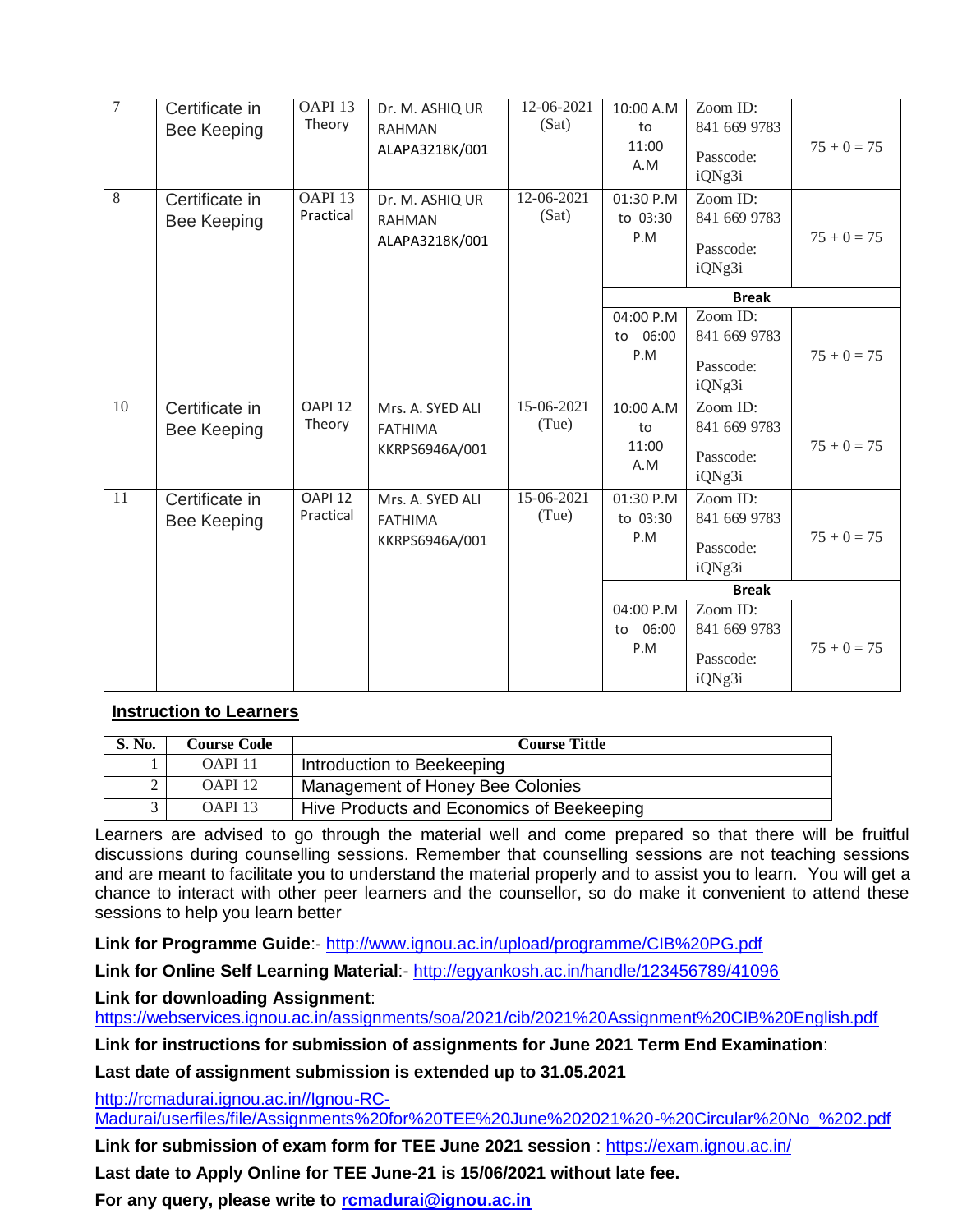| 7 | Certificate in Bee Keeping | OAPI 13 Theory | Dr. M. ASHIQ UR RAHMAN ALAPA3218K/001 | 12-06-2021 (Sat) | 10:00 A.M to 11:00 A.M | Zoom ID: 841 669 9783 Passcode: iQNg3i | 75 + 0 = 75 |
|---|---|---|---|---|---|---|---|
| 8 | Certificate in Bee Keeping | OAPI 13 Practical | Dr. M. ASHIQ UR RAHMAN ALAPA3218K/001 | 12-06-2021 (Sat) | 01:30 P.M to 03:30 P.M | Zoom ID: 841 669 9783 Passcode: iQNg3i | 75 + 0 = 75 |
| | | | | | **Break** | | |
| | | | | | 04:00 P.M to 06:00 P.M | Zoom ID: 841 669 9783 Passcode: iQNg3i | 75 + 0 = 75 |
| 10 | Certificate in Bee Keeping | OAPI 12 Theory | Mrs. A. SYED ALI FATHIMA KKRPS6946A/001 | 15-06-2021 (Tue) | 10:00 A.M to 11:00 A.M | Zoom ID: 841 669 9783 Passcode: iQNg3i | 75 + 0 = 75 |
| 11 | Certificate in Bee Keeping | OAPI 12 Practical | Mrs. A. SYED ALI FATHIMA KKRPS6946A/001 | 15-06-2021 (Tue) | 01:30 P.M to 03:30 P.M | Zoom ID: 841 669 9783 Passcode: iQNg3i | 75 + 0 = 75 |
| | | | | | **Break** | | |
| | | | | | 04:00 P.M to 06:00 P.M | Zoom ID: 841 669 9783 Passcode: iQNg3i | 75 + 0 = 75 |

**Instruction to Learners**

| S. No. | Course Code | Course Tittle |
|---|---|---|
| 1 | OAPI 11 | Introduction to Beekeeping |
| 2 | OAPI 12 | Management of Honey Bee Colonies |
| 3 | OAPI 13 | Hive Products and Economics of Beekeeping |

Learners are advised to go through the material well and come prepared so that there will be fruitful discussions during counselling sessions. Remember that counselling sessions are not teaching sessions and are meant to facilitate you to understand the material properly and to assist you to learn. You will get a chance to interact with other peer learners and the counsellor, so do make it convenient to attend these sessions to help you learn better

**Link for Programme Guide**:- http://www.ignou.ac.in/upload/programme/CIB%20PG.pdf

**Link for Online Self Learning Material**:- http://egyankosh.ac.in/handle/123456789/41096

**Link for downloading Assignment**:
https://webservices.ignou.ac.in/assignments/soa/2021/cib/2021%20Assignment%20CIB%20English.pdf

**Link for instructions for submission of assignments for June 2021 Term End Examination**:

**Last date of assignment submission is extended up to 31.05.2021**

http://rcmadurai.ignou.ac.in//Ignou-RC-Madurai/userfiles/file/Assignments%20for%20TEE%20June%202021%20-%20Circular%20No_%202.pdf

**Link for submission of exam form for TEE June 2021 session** : https://exam.ignou.ac.in/

**Last date to Apply Online for TEE June-21 is 15/06/2021 without late fee.**

**For any query, please write to rcmadurai@ignou.ac.in**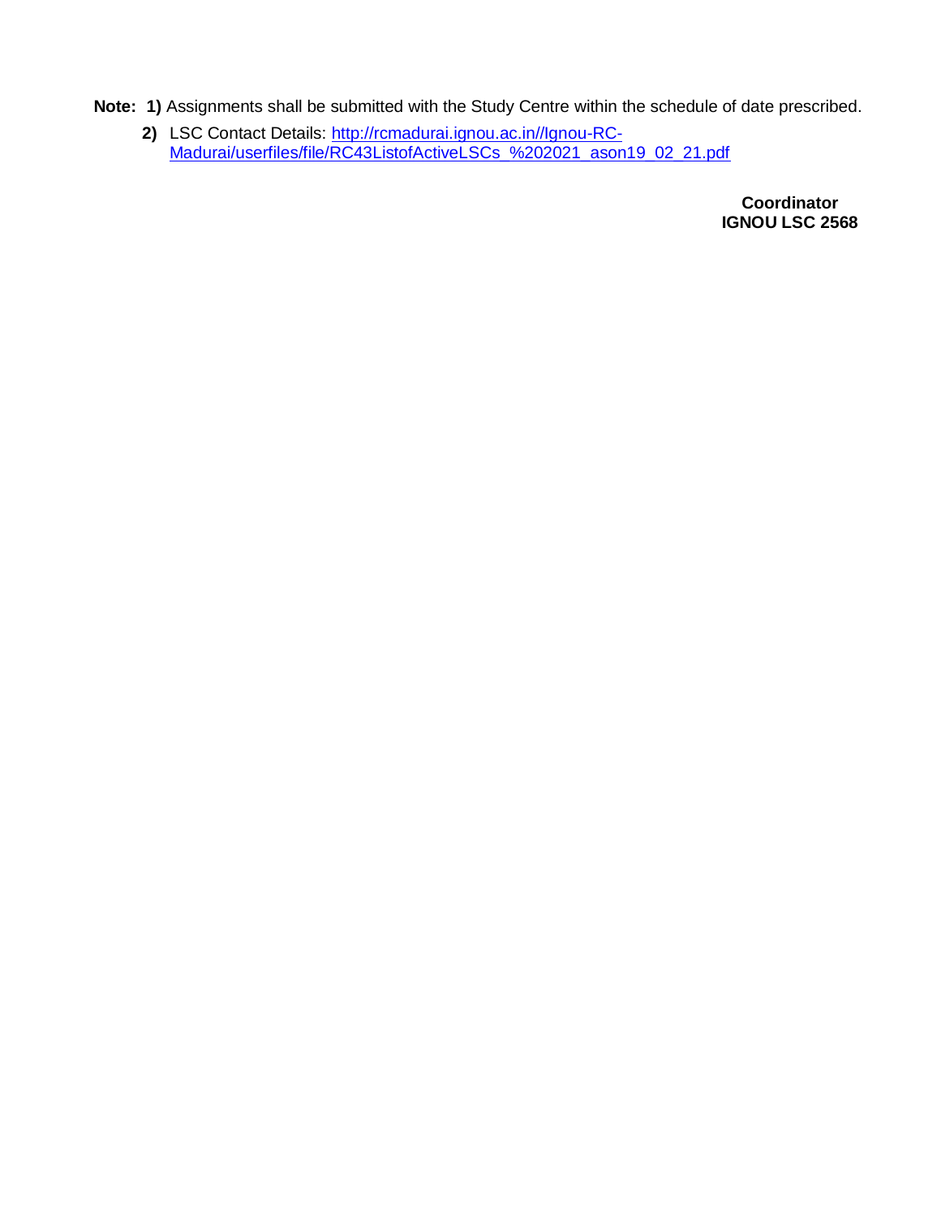**Note:** **1)** Assignments shall be submitted with the Study Centre within the schedule of date prescribed.

**2)** LSC Contact Details: [http://rcmadurai.ignou.ac.in//Ignou-RC-Madurai/userfiles/file/RC43ListofActiveLSCs_%202021_ason19_02_21.pdf](http://rcmadurai.ignou.ac.in//Ignou-RC-Madurai/userfiles/file/RC43ListofActiveLSCs_%202021_ason19_02_21.pdf)

**Coordinator**
**IGNOU LSC 2568**